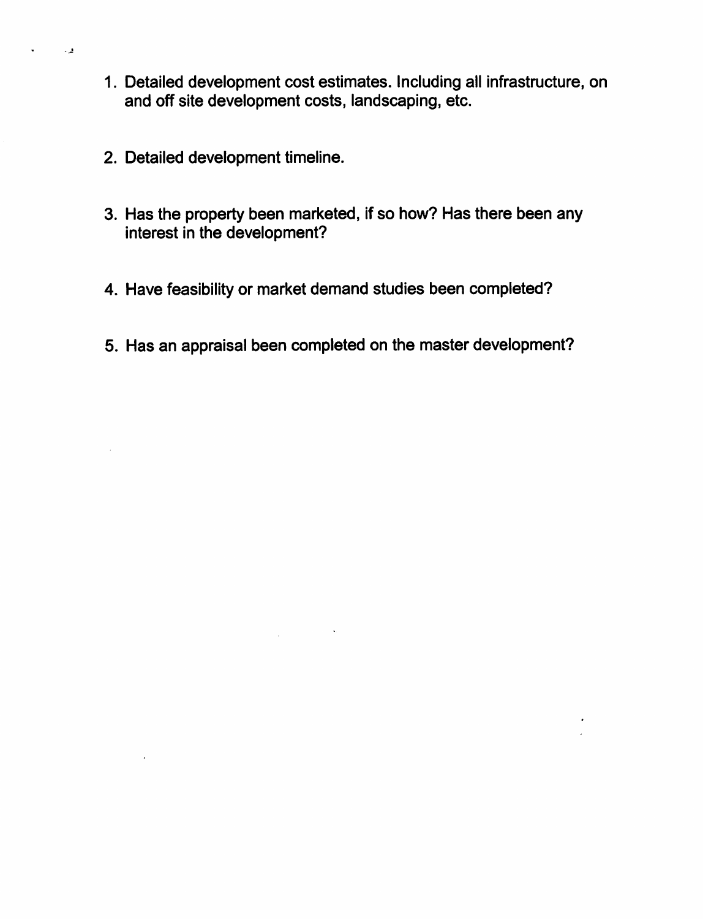1. Detailed development cost estimates. Including all infrastructure, on and off site development costs, landscaping, etc.

2. Detailed development timeline.

3. Has the property been marketed, if so how? Has there been any interest in the development?

4. Have feasibility or market demand studies been completed?

5. Has an appraisal been completed on the master development?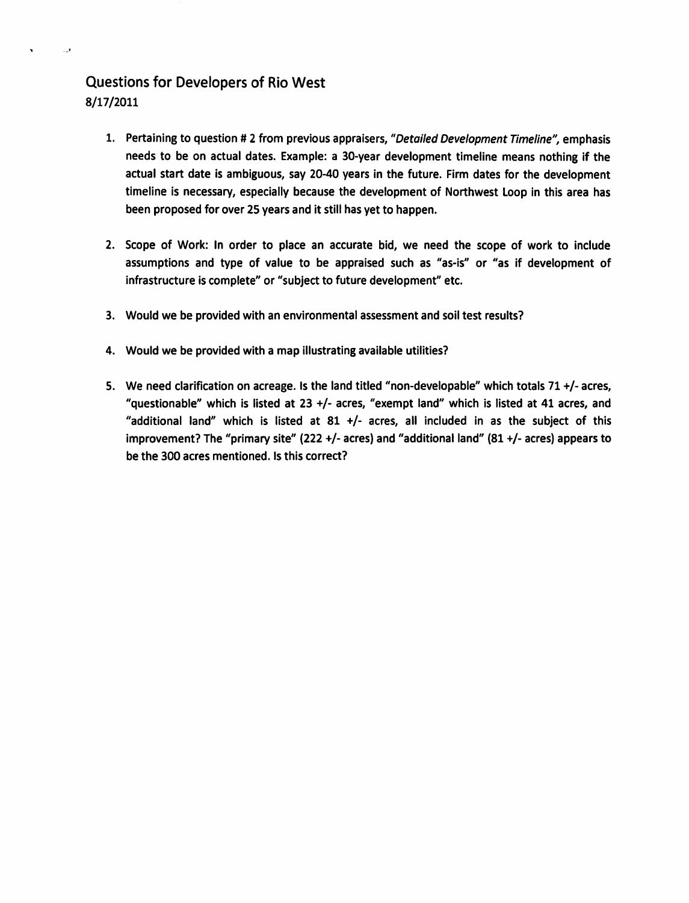## Questions for Developers of Rio West
8/17/2011

1. Pertaining to question # 2 from previous appraisers, *"Detailed Development Timeline"*, emphasis needs to be on actual dates. Example: a 30-year development timeline means nothing if the actual start date is ambiguous, say 20-40 years in the future. Firm dates for the development timeline is necessary, especially because the development of Northwest Loop in this area has been proposed for over 25 years and it still has yet to happen.

2. Scope of Work: In order to place an accurate bid, we need the scope of work to include assumptions and type of value to be appraised such as "as-is" or "as if development of infrastructure is complete" or "subject to future development" etc.

3. Would we be provided with an environmental assessment and soil test results?

4. Would we be provided with a map illustrating available utilities?

5. We need clarification on acreage. Is the land titled "non-developable" which totals 71 +/- acres, "questionable" which is listed at 23 +/- acres, "exempt land" which is listed at 41 acres, and "additional land" which is listed at 81 +/- acres, all included in as the subject of this improvement? The "primary site" (222 +/- acres) and "additional land" (81 +/- acres) appears to be the 300 acres mentioned. Is this correct?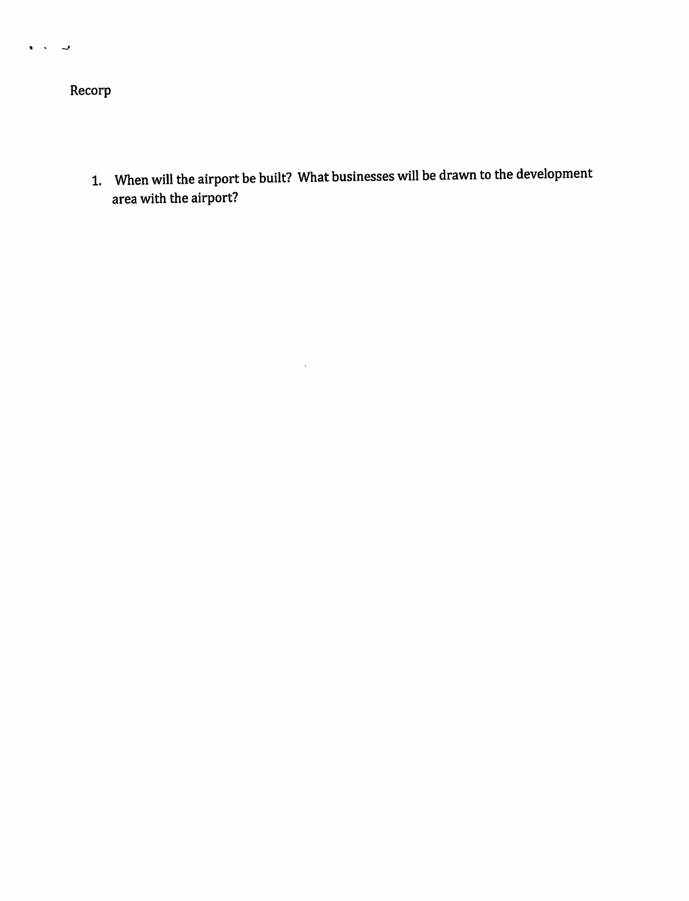Recorp

1. When will the airport be built? What businesses will be drawn to the development area with the airport?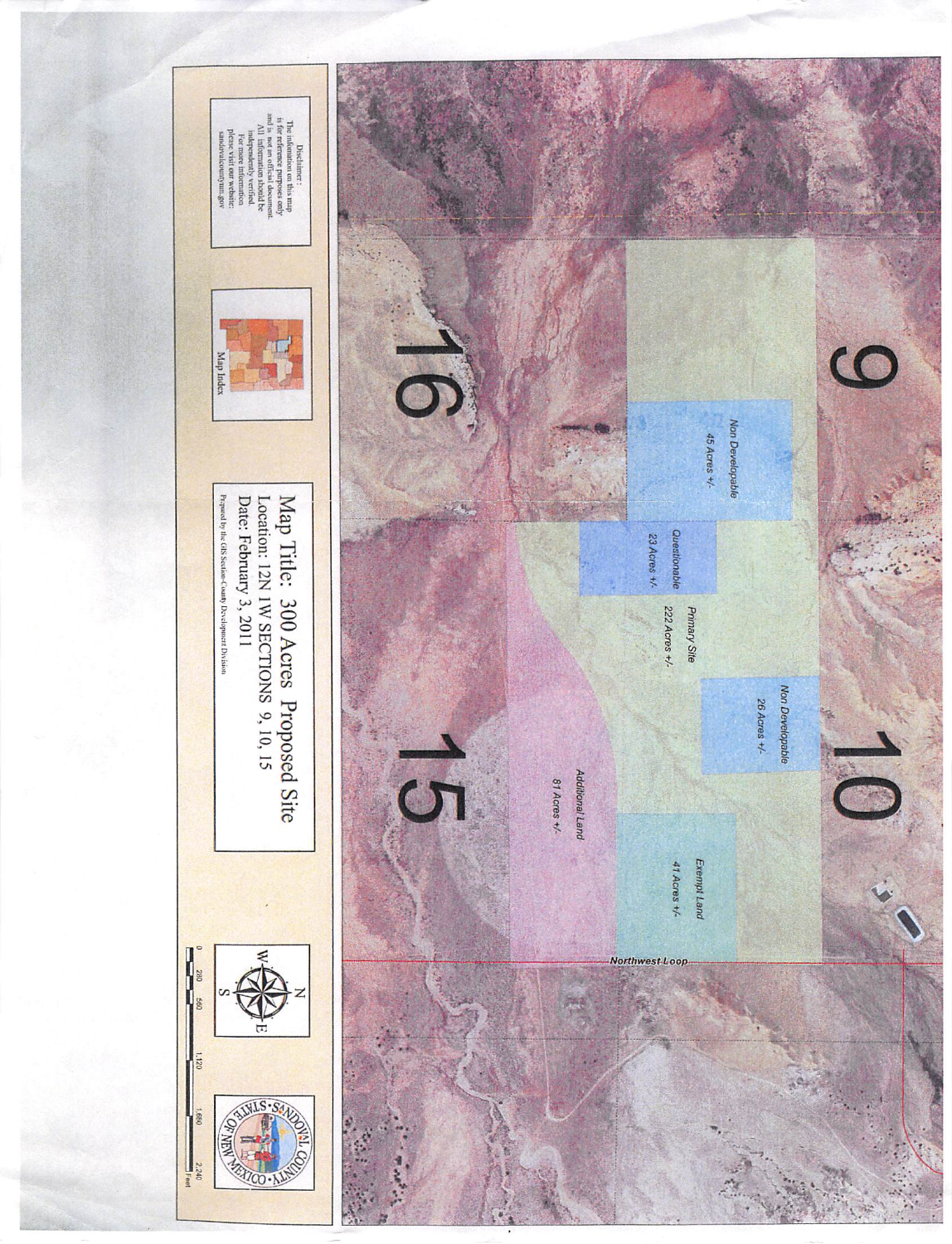9

10

16

15

Non Developable
45 Acres +/-

Questionable
23 Acres +/-

Primary Site
222 Acres +/-

Non Developable
26 Acres +/-

Additional Land
81 Acres +/-

Exempt Land
41 Acres +/-

Northwest Loop

Disclaimer:
The information on this map is for reference purposes only and is not an official document. All information should be independently verified. For more information please visit our website: sandovalcountynm.gov

Map Index

# Map Title: 300 Acres Proposed Site

Location: 12N 1W SECTIONS 9, 10, 15

Date: February 3, 2011

Prepared by the GIS Section-County Development Division

N
W E
S

0 280 560 1,120 1,680 2,240 Feet

SANDOVAL COUNTY · STATE OF NEW MEXICO